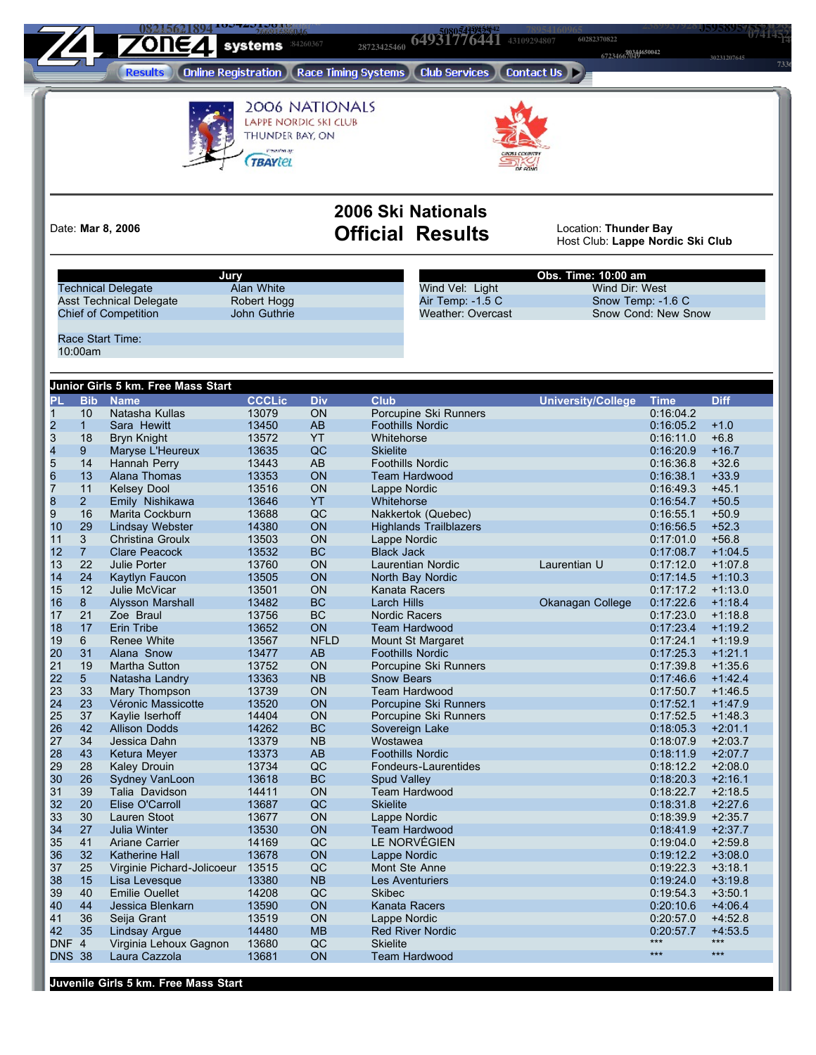Results | Online Registration | Race Timing Systems | Club Services | Contact Us

2006 NATIONALS
LAPPE NORDIC SKI CLUB
THUNDER BAY, ON

Date: **Mar 8, 2006**

# 2006 Ski Nationals
# Official Results

Location: **Thunder Bay**
Host Club: **Lappe Nordic Ski Club**

| Jury | |
|---|---|
| Technical Delegate | Alan White |
| Asst Technical Delegate | Robert Hogg |
| Chief of Competition | John Guthrie |
| Race Start Time: 10:00am | |

| Obs. Time: 10:00 am | |
|---|---|
| Wind Vel: Light | Wind Dir: West |
| Air Temp: -1.5 C | Snow Temp: -1.6 C |
| Weather: Overcast | Snow Cond: New Snow |

**Junior Girls 5 km. Free Mass Start**

| PL | Bib | Name | CCCLic | Div | Club | University/College | Time | Diff |
|---|---|---|---|---|---|---|---|---|
| 1 | 10 | Natasha Kullas | 13079 | ON | Porcupine Ski Runners | | 0:16:04.2 | |
| 2 | 1 | Sara Hewitt | 13450 | AB | Foothills Nordic | | 0:16:05.2 | +1.0 |
| 3 | 18 | Bryn Knight | 13572 | YT | Whitehorse | | 0:16:11.0 | +6.8 |
| 4 | 9 | Maryse L'Heureux | 13635 | QC | Skielite | | 0:16:20.9 | +16.7 |
| 5 | 14 | Hannah Perry | 13443 | AB | Foothills Nordic | | 0:16:36.8 | +32.6 |
| 6 | 13 | Alana Thomas | 13353 | ON | Team Hardwood | | 0:16:38.1 | +33.9 |
| 7 | 11 | Kelsey Dool | 13516 | ON | Lappe Nordic | | 0:16:49.3 | +45.1 |
| 8 | 2 | Emily Nishikawa | 13646 | YT | Whitehorse | | 0:16:54.7 | +50.5 |
| 9 | 16 | Marita Cockburn | 13688 | QC | Nakkertok (Quebec) | | 0:16:55.1 | +50.9 |
| 10 | 29 | Lindsay Webster | 14380 | ON | Highlands Trailblazers | | 0:16:56.5 | +52.3 |
| 11 | 3 | Christina Groulx | 13503 | ON | Lappe Nordic | | 0:17:01.0 | +56.8 |
| 12 | 7 | Clare Peacock | 13532 | BC | Black Jack | | 0:17:08.7 | +1:04.5 |
| 13 | 22 | Julie Porter | 13760 | ON | Laurentian Nordic | Laurentian U | 0:17:12.0 | +1:07.8 |
| 14 | 24 | Kaytlyn Faucon | 13505 | ON | North Bay Nordic | | 0:17:14.5 | +1:10.3 |
| 15 | 12 | Julie McVicar | 13501 | ON | Kanata Racers | | 0:17:17.2 | +1:13.0 |
| 16 | 8 | Alysson Marshall | 13482 | BC | Larch Hills | Okanagan College | 0:17:22.6 | +1:18.4 |
| 17 | 21 | Zoe Braul | 13756 | BC | Nordic Racers | | 0:17:23.0 | +1:18.8 |
| 18 | 17 | Erin Tribe | 13652 | ON | Team Hardwood | | 0:17:23.4 | +1:19.2 |
| 19 | 6 | Renee White | 13567 | NFLD | Mount St Margaret | | 0:17:24.1 | +1:19.9 |
| 20 | 31 | Alana Snow | 13477 | AB | Foothills Nordic | | 0:17:25.3 | +1:21.1 |
| 21 | 19 | Martha Sutton | 13752 | ON | Porcupine Ski Runners | | 0:17:39.8 | +1:35.6 |
| 22 | 5 | Natasha Landry | 13363 | NB | Snow Bears | | 0:17:46.6 | +1:42.4 |
| 23 | 33 | Mary Thompson | 13739 | ON | Team Hardwood | | 0:17:50.7 | +1:46.5 |
| 24 | 23 | Véronic Massicotte | 13520 | ON | Porcupine Ski Runners | | 0:17:52.1 | +1:47.9 |
| 25 | 37 | Kaylie Iserhoff | 14404 | ON | Porcupine Ski Runners | | 0:17:52.5 | +1:48.3 |
| 26 | 42 | Allison Dodds | 14262 | BC | Sovereign Lake | | 0:18:05.3 | +2:01.1 |
| 27 | 34 | Jessica Dahn | 13379 | NB | Wostawea | | 0:18:07.9 | +2:03.7 |
| 28 | 43 | Ketura Meyer | 13373 | AB | Foothills Nordic | | 0:18:11.9 | +2:07.7 |
| 29 | 28 | Kaley Drouin | 13734 | QC | Fondeurs-Laurentides | | 0:18:12.2 | +2:08.0 |
| 30 | 26 | Sydney VanLoon | 13618 | BC | Spud Valley | | 0:18:20.3 | +2:16.1 |
| 31 | 39 | Talia Davidson | 14411 | ON | Team Hardwood | | 0:18:22.7 | +2:18.5 |
| 32 | 20 | Elise O'Carroll | 13687 | QC | Skielite | | 0:18:31.8 | +2:27.6 |
| 33 | 30 | Lauren Stoot | 13677 | ON | Lappe Nordic | | 0:18:39.9 | +2:35.7 |
| 34 | 27 | Julia Winter | 13530 | ON | Team Hardwood | | 0:18:41.9 | +2:37.7 |
| 35 | 41 | Ariane Carrier | 14169 | QC | LE NORVÉGIEN | | 0:19:04.0 | +2:59.8 |
| 36 | 32 | Katherine Hall | 13678 | ON | Lappe Nordic | | 0:19:12.2 | +3:08.0 |
| 37 | 25 | Virginie Pichard-Jolicoeur | 13515 | QC | Mont Ste Anne | | 0:19:22.3 | +3:18.1 |
| 38 | 15 | Lisa Levesque | 13380 | NB | Les Aventuriers | | 0:19:24.0 | +3:19.8 |
| 39 | 40 | Emilie Ouellet | 14208 | QC | Skibec | | 0:19:54.3 | +3:50.1 |
| 40 | 44 | Jessica Blenkarn | 13590 | ON | Kanata Racers | | 0:20:10.6 | +4:06.4 |
| 41 | 36 | Seija Grant | 13519 | ON | Lappe Nordic | | 0:20:57.0 | +4:52.8 |
| 42 | 35 | Lindsay Argue | 14480 | MB | Red River Nordic | | 0:20:57.7 | +4:53.5 |
| DNF | 4 | Virginia Lehoux Gagnon | 13680 | QC | Skielite | | *** | *** |
| DNS | 38 | Laura Cazzola | 13681 | ON | Team Hardwood | | *** | *** |

**Juvenile Girls 5 km. Free Mass Start**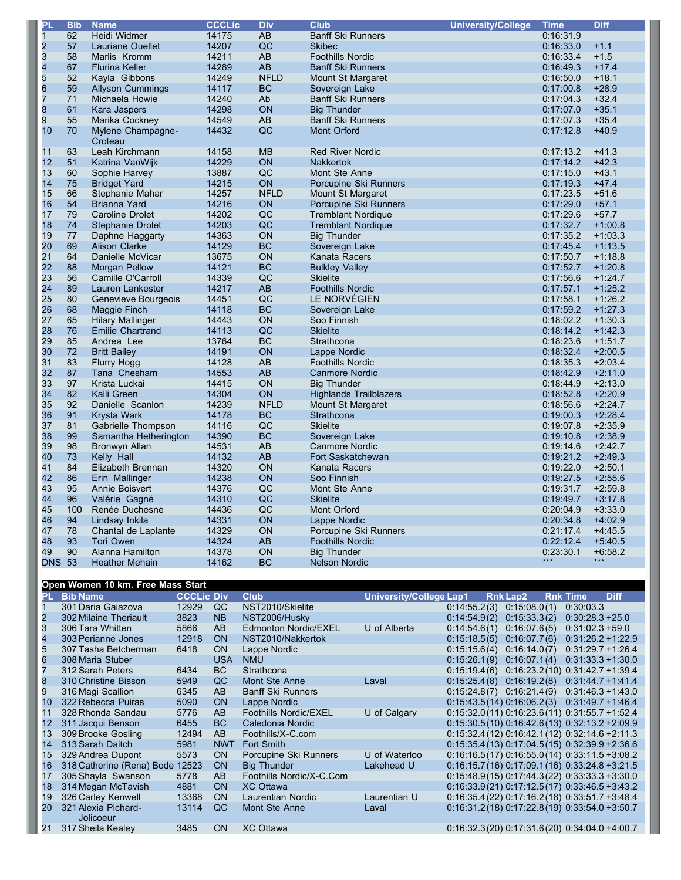| PL | Bib | Name | CCCLic | Div | Club | University/College | Time | Diff |
|---|---|---|---|---|---|---|---|---|
| 1 | 62 | Heidi Widmer | 14175 | AB | Banff Ski Runners | | 0:16:31.9 | |
| 2 | 57 | Lauriane Ouellet | 14207 | QC | Skibec | | 0:16:33.0 | +1.1 |
| 3 | 58 | Marlis Kromm | 14211 | AB | Foothills Nordic | | 0:16:33.4 | +1.5 |
| 4 | 67 | Flurina Keller | 14289 | AB | Banff Ski Runners | | 0:16:49.3 | +17.4 |
| 5 | 52 | Kayla Gibbons | 14249 | NFLD | Mount St Margaret | | 0:16:50.0 | +18.1 |
| 6 | 59 | Allyson Cummings | 14117 | BC | Sovereign Lake | | 0:17:00.8 | +28.9 |
| 7 | 71 | Michaela Howie | 14240 | Ab | Banff Ski Runners | | 0:17:04.3 | +32.4 |
| 8 | 61 | Kara Jaspers | 14298 | ON | Big Thunder | | 0:17:07.0 | +35.1 |
| 9 | 55 | Marika Cockney | 14549 | AB | Banff Ski Runners | | 0:17:07.3 | +35.4 |
| 10 | 70 | Mylene Champagne-Croteau | 14432 | QC | Mont Orford | | 0:17:12.8 | +40.9 |
| 11 | 63 | Leah Kirchmann | 14158 | MB | Red River Nordic | | 0:17:13.2 | +41.3 |
| 12 | 51 | Katrina VanWijk | 14229 | ON | Nakkertok | | 0:17:14.2 | +42.3 |
| 13 | 60 | Sophie Harvey | 13887 | QC | Mont Ste Anne | | 0:17:15.0 | +43.1 |
| 14 | 75 | Bridget Yard | 14215 | ON | Porcupine Ski Runners | | 0:17:19.3 | +47.4 |
| 15 | 66 | Stephanie Mahar | 14257 | NFLD | Mount St Margaret | | 0:17:23.5 | +51.6 |
| 16 | 54 | Brianna Yard | 14216 | ON | Porcupine Ski Runners | | 0:17:29.0 | +57.1 |
| 17 | 79 | Caroline Drolet | 14202 | QC | Tremblant Nordique | | 0:17:29.6 | +57.7 |
| 18 | 74 | Stephanie Drolet | 14203 | QC | Tremblant Nordique | | 0:17:32.7 | +1:00.8 |
| 19 | 77 | Daphne Haggarty | 14363 | ON | Big Thunder | | 0:17:35.2 | +1:03.3 |
| 20 | 69 | Alison Clarke | 14129 | BC | Sovereign Lake | | 0:17:45.4 | +1:13.5 |
| 21 | 64 | Danielle McVicar | 13675 | ON | Kanata Racers | | 0:17:50.7 | +1:18.8 |
| 22 | 88 | Morgan Pellow | 14121 | BC | Bulkley Valley | | 0:17:52.7 | +1:20.8 |
| 23 | 56 | Camille O'Carroll | 14339 | QC | Skielite | | 0:17:56.6 | +1:24.7 |
| 24 | 89 | Lauren Lankester | 14217 | AB | Foothills Nordic | | 0:17:57.1 | +1:25.2 |
| 25 | 80 | Genevieve Bourgeois | 14451 | QC | LE NORVÉGIEN | | 0:17:58.1 | +1:26.2 |
| 26 | 68 | Maggie Finch | 14118 | BC | Sovereign Lake | | 0:17:59.2 | +1:27.3 |
| 27 | 65 | Hilary Mallinger | 14443 | ON | Soo Finnish | | 0:18:02.2 | +1:30.3 |
| 28 | 76 | Émilie Chartrand | 14113 | QC | Skielite | | 0:18:14.2 | +1:42.3 |
| 29 | 85 | Andrea Lee | 13764 | BC | Strathcona | | 0:18:23.6 | +1:51.7 |
| 30 | 72 | Britt Bailey | 14191 | ON | Lappe Nordic | | 0:18:32.4 | +2:00.5 |
| 31 | 83 | Flurry Hogg | 14128 | AB | Foothills Nordic | | 0:18:35.3 | +2:03.4 |
| 32 | 87 | Tana Chesham | 14553 | AB | Canmore Nordic | | 0:18:42.9 | +2:11.0 |
| 33 | 97 | Krista Luckai | 14415 | ON | Big Thunder | | 0:18:44.9 | +2:13.0 |
| 34 | 82 | Kalli Green | 14304 | ON | Highlands Trailblazers | | 0:18:52.8 | +2:20.9 |
| 35 | 92 | Danielle Scanlon | 14239 | NFLD | Mount St Margaret | | 0:18:56.6 | +2:24.7 |
| 36 | 91 | Krysta Wark | 14178 | BC | Strathcona | | 0:19:00.3 | +2:28.4 |
| 37 | 81 | Gabrielle Thompson | 14116 | QC | Skielite | | 0:19:07.8 | +2:35.9 |
| 38 | 99 | Samantha Hetherington | 14390 | BC | Sovereign Lake | | 0:19:10.8 | +2:38.9 |
| 39 | 98 | Bronwyn Allan | 14531 | AB | Canmore Nordic | | 0:19:14.6 | +2:42.7 |
| 40 | 73 | Kelly Hall | 14132 | AB | Fort Saskatchewan | | 0:19:21.2 | +2:49.3 |
| 41 | 84 | Elizabeth Brennan | 14320 | ON | Kanata Racers | | 0:19:22.0 | +2:50.1 |
| 42 | 86 | Erin Mallinger | 14238 | ON | Soo Finnish | | 0:19:27.5 | +2:55.6 |
| 43 | 95 | Annie Boisvert | 14376 | QC | Mont Ste Anne | | 0:19:31.7 | +2:59.8 |
| 44 | 96 | Valérie Gagné | 14310 | QC | Skielite | | 0:19:49.7 | +3:17.8 |
| 45 | 100 | Renée Duchesne | 14436 | QC | Mont Orford | | 0:20:04.9 | +3:33.0 |
| 46 | 94 | Lindsay Inkila | 14331 | ON | Lappe Nordic | | 0:20:34.8 | +4:02.9 |
| 47 | 78 | Chantal de Laplante | 14329 | ON | Porcupine Ski Runners | | 0:21:17.4 | +4:45.5 |
| 48 | 93 | Tori Owen | 14324 | AB | Foothills Nordic | | 0:22:12.4 | +5:40.5 |
| 49 | 90 | Alanna Hamilton | 14378 | ON | Big Thunder | | 0:23:30.1 | +6:58.2 |
| DNS | 53 | Heather Mehain | 14162 | BC | Nelson Nordic | | *** | *** |

## Open Women 10 km. Free Mass Start

| PL | Bib | Name | CCCLic | Div | Club | University/College | Lap1 | Rnk | Lap2 | Rnk | Time | Diff |
|---|---|---|---|---|---|---|---|---|---|---|---|---|
| 1 | 301 | Daria Gaiazova | 12929 | QC | NST2010/Skielite | | 0:14:55.2 | (3) | 0:15:08.0 | (1) | 0:30:03.3 | |
| 2 | 302 | Milaine Theriault | 3823 | NB | NST2006/Husky | | 0:14:54.9 | (2) | 0:15:33.3 | (2) | 0:30:28.3 | +25.0 |
| 3 | 306 | Tara Whitten | 5866 | AB | Edmonton Nordic/EXEL | U of Alberta | 0:14:54.6 | (1) | 0:16:07.6 | (5) | 0:31:02.3 | +59.0 |
| 4 | 303 | Perianne Jones | 12918 | ON | NST2010/Nakkertok | | 0:15:18.5 | (5) | 0:16:07.7 | (6) | 0:31:26.2 | +1:22.9 |
| 5 | 307 | Tasha Betcherman | 6418 | ON | Lappe Nordic | | 0:15:15.6 | (4) | 0:16:14.0 | (7) | 0:31:29.7 | +1:26.4 |
| 6 | 308 | Maria Stuber | | USA | NMU | | 0:15:26.1 | (9) | 0:16:07.1 | (4) | 0:31:33.3 | +1:30.0 |
| 7 | 312 | Sarah Peters | 6434 | BC | Strathcona | | 0:15:19.4 | (6) | 0:16:23.2 | (10) | 0:31:42.7 | +1:39.4 |
| 8 | 310 | Christine Bisson | 5949 | QC | Mont Ste Anne | Laval | 0:15:25.4 | (8) | 0:16:19.2 | (8) | 0:31:44.7 | +1:41.4 |
| 9 | 316 | Magi Scallion | 6345 | AB | Banff Ski Runners | | 0:15:24.8 | (7) | 0:16:21.4 | (9) | 0:31:46.3 | +1:43.0 |
| 10 | 322 | Rebecca Puiras | 5090 | ON | Lappe Nordic | | 0:15:43.5 | (14) | 0:16:06.2 | (3) | 0:31:49.7 | +1:46.4 |
| 11 | 328 | Rhonda Sandau | 5776 | AB | Foothills Nordic/EXEL | U of Calgary | 0:15:32.0 | (11) | 0:16:23.6 | (11) | 0:31:55.7 | +1:52.4 |
| 12 | 311 | Jacqui Benson | 6455 | BC | Caledonia Nordic | | 0:15:30.5 | (10) | 0:16:42.6 | (13) | 0:32:13.2 | +2:09.9 |
| 13 | 309 | Brooke Gosling | 12494 | AB | Foothills/X-C.com | | 0:15:32.4 | (12) | 0:16:42.1 | (12) | 0:32:14.6 | +2:11.3 |
| 14 | 313 | Sarah Daitch | 5981 | NWT | Fort Smith | | 0:15:35.4 | (13) | 0:17:04.5 | (15) | 0:32:39.9 | +2:36.6 |
| 15 | 329 | Andrea Dupont | 5573 | ON | Porcupine Ski Runners | U of Waterloo | 0:16:16.5 | (17) | 0:16:55.0 | (14) | 0:33:11.5 | +3:08.2 |
| 16 | 318 | Catherine (Rena) Bode | 12523 | ON | Big Thunder | Lakehead U | 0:16:15.7 | (16) | 0:17:09.1 | (16) | 0:33:24.8 | +3:21.5 |
| 17 | 305 | Shayla Swanson | 5778 | AB | Foothills Nordic/X-C.Com | | 0:15:48.9 | (15) | 0:17:44.3 | (22) | 0:33:33.3 | +3:30.0 |
| 18 | 314 | Megan McTavish | 4881 | ON | XC Ottawa | | 0:16:33.9 | (21) | 0:17:12.5 | (17) | 0:33:46.5 | +3:43.2 |
| 19 | 326 | Carley Kenwell | 13368 | ON | Laurentian Nordic | Laurentian U | 0:16:35.4 | (22) | 0:17:16.2 | (18) | 0:33:51.7 | +3:48.4 |
| 20 | 321 | Alexia Pichard-Jolicoeur | 13114 | QC | Mont Ste Anne | Laval | 0:16:31.2 | (18) | 0:17:22.8 | (19) | 0:33:54.0 | +3:50.7 |
| 21 | 317 | Sheila Kealey | 3485 | ON | XC Ottawa | | 0:16:32.3 | (20) | 0:17:31.6 | (20) | 0:34:04.0 | +4:00.7 |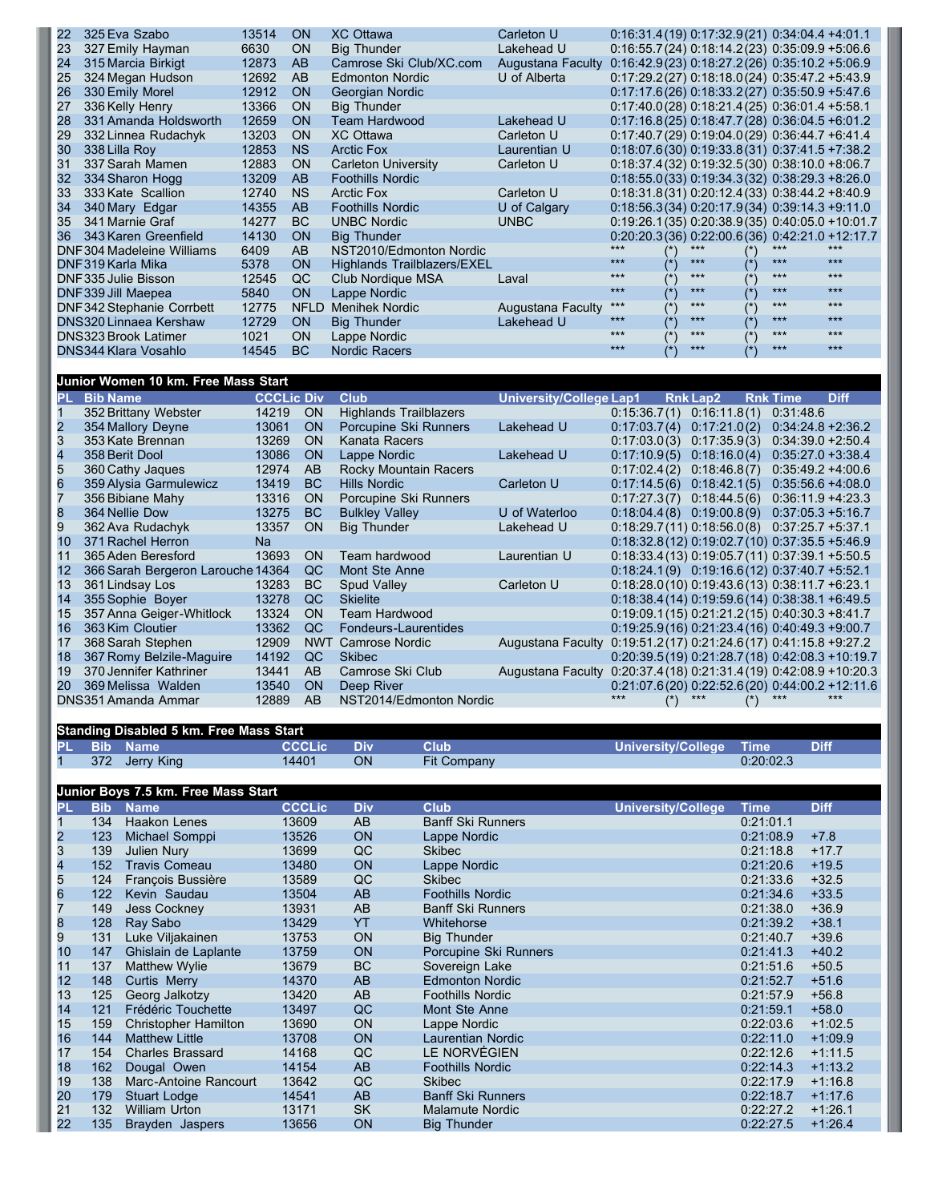| PL | Bib | Name | CCCLic | Div | Club | University/College | Lap1 | Rnk | Lap2 | Rnk | Time | Diff |
|---|---|---|---|---|---|---|---|---|---|---|---|---|
| 22 | 325 | Eva Szabo | 13514 | ON | XC Ottawa | Carleton U | 0:16:31.4 | (19) | 0:17:32.9 | (21) | 0:34:04.4 | +4:01.1 |
| 23 | 327 | Emily Hayman | 6630 | ON | Big Thunder | Lakehead U | 0:16:55.7 | (24) | 0:18:14.2 | (23) | 0:35:09.9 | +5:06.6 |
| 24 | 315 | Marcia Birkigt | 12873 | AB | Camrose Ski Club/XC.com | Augustana Faculty | 0:16:42.9 | (23) | 0:18:27.2 | (26) | 0:35:10.2 | +5:06.9 |
| 25 | 324 | Megan Hudson | 12692 | AB | Edmonton Nordic | U of Alberta | 0:17:29.2 | (27) | 0:18:18.0 | (24) | 0:35:47.2 | +5:43.9 |
| 26 | 330 | Emily Morel | 12912 | ON | Georgian Nordic | | 0:17:17.6 | (26) | 0:18:33.2 | (27) | 0:35:50.9 | +5:47.6 |
| 27 | 336 | Kelly Henry | 13366 | ON | Big Thunder | | 0:17:40.0 | (28) | 0:18:21.4 | (25) | 0:36:01.4 | +5:58.1 |
| 28 | 331 | Amanda Holdsworth | 12659 | ON | Team Hardwood | Lakehead U | 0:17:16.8 | (25) | 0:18:47.7 | (28) | 0:36:04.5 | +6:01.2 |
| 29 | 332 | Linnea Rudachyk | 13203 | ON | XC Ottawa | Carleton U | 0:17:40.7 | (29) | 0:19:04.0 | (29) | 0:36:44.7 | +6:41.4 |
| 30 | 338 | Lilla Roy | 12853 | NS | Arctic Fox | Laurentian U | 0:18:07.6 | (30) | 0:19:33.8 | (31) | 0:37:41.5 | +7:38.2 |
| 31 | 337 | Sarah Mamen | 12883 | ON | Carleton University | Carleton U | 0:18:37.4 | (32) | 0:19:32.5 | (30) | 0:38:10.0 | +8:06.7 |
| 32 | 334 | Sharon Hogg | 13209 | AB | Foothills Nordic | | 0:18:55.0 | (33) | 0:19:34.3 | (32) | 0:38:29.3 | +8:26.0 |
| 33 | 333 | Kate Scallion | 12740 | NS | Arctic Fox | Carleton U | 0:18:31.8 | (31) | 0:20:12.4 | (33) | 0:38:44.2 | +8:40.9 |
| 34 | 340 | Mary Edgar | 14355 | AB | Foothills Nordic | U of Calgary | 0:18:56.3 | (34) | 0:20:17.9 | (34) | 0:39:14.3 | +9:11.0 |
| 35 | 341 | Marnie Graf | 14277 | BC | UNBC Nordic | UNBC | 0:19:26.1 | (35) | 0:20:38.9 | (35) | 0:40:05.0 | +10:01.7 |
| 36 | 343 | Karen Greenfield | 14130 | ON | Big Thunder | | 0:20:20.3 | (36) | 0:22:00.6 | (36) | 0:42:21.0 | +12:17.7 |
| DNF | 304 | Madeleine Williams | 6409 | AB | NST2010/Edmonton Nordic | | *** | (*) | *** | (*) | *** | *** |
| DNF | 319 | Karla Mika | 5378 | ON | Highlands Trailblazers/EXEL | | *** | (*) | *** | (*) | *** | *** |
| DNF | 335 | Julie Bisson | 12545 | QC | Club Nordique MSA | Laval | *** | (*) | *** | (*) | *** | *** |
| DNF | 339 | Jill Maepea | 5840 | ON | Lappe Nordic | | *** | (*) | *** | (*) | *** | *** |
| DNF | 342 | Stephanie Corrbett | 12775 | NFLD | Menihek Nordic | Augustana Faculty | *** | (*) | *** | (*) | *** | *** |
| DNS | 320 | Linnaea Kershaw | 12729 | ON | Big Thunder | Lakehead U | *** | (*) | *** | (*) | *** | *** |
| DNS | 323 | Brook Latimer | 1021 | ON | Lappe Nordic | | *** | (*) | *** | (*) | *** | *** |
| DNS | 344 | Klara Vosahlo | 14545 | BC | Nordic Racers | | *** | (*) | *** | (*) | *** | *** |

## Junior Women 10 km. Free Mass Start

| PL | Bib | Name | CCCLic | Div | Club | University/College | Lap1 | Rnk | Lap2 | Rnk | Time | Diff |
|---|---|---|---|---|---|---|---|---|---|---|---|---|
| 1 | 352 | Brittany Webster | 14219 | ON | Highlands Trailblazers | | 0:15:36.7 | (1) | 0:16:11.8 | (1) | 0:31:48.6 | |
| 2 | 354 | Mallory Deyne | 13061 | ON | Porcupine Ski Runners | Lakehead U | 0:17:03.7 | (4) | 0:17:21.0 | (2) | 0:34:24.8 | +2:36.2 |
| 3 | 353 | Kate Brennan | 13269 | ON | Kanata Racers | | 0:17:03.0 | (3) | 0:17:35.9 | (3) | 0:34:39.0 | +2:50.4 |
| 4 | 358 | Berit Dool | 13086 | ON | Lappe Nordic | Lakehead U | 0:17:10.9 | (5) | 0:18:16.0 | (4) | 0:35:27.0 | +3:38.4 |
| 5 | 360 | Cathy Jaques | 12974 | AB | Rocky Mountain Racers | | 0:17:02.4 | (2) | 0:18:46.8 | (7) | 0:35:49.2 | +4:00.6 |
| 6 | 359 | Alysia Garmulewicz | 13419 | BC | Hills Nordic | Carleton U | 0:17:14.5 | (6) | 0:18:42.1 | (5) | 0:35:56.6 | +4:08.0 |
| 7 | 356 | Bibiane Mahy | 13316 | ON | Porcupine Ski Runners | | 0:17:27.3 | (7) | 0:18:44.5 | (6) | 0:36:11.9 | +4:23.3 |
| 8 | 364 | Nellie Dow | 13275 | BC | Bulkley Valley | U of Waterloo | 0:18:04.4 | (8) | 0:19:00.8 | (9) | 0:37:05.3 | +5:16.7 |
| 9 | 362 | Ava Rudachyk | 13357 | ON | Big Thunder | Lakehead U | 0:18:29.7 | (11) | 0:18:56.0 | (8) | 0:37:25.7 | +5:37.1 |
| 10 | 371 | Rachel Herron | Na | | | | 0:18:32.8 | (12) | 0:19:02.7 | (10) | 0:37:35.5 | +5:46.9 |
| 11 | 365 | Aden Beresford | 13693 | ON | Team hardwood | Laurentian U | 0:18:33.4 | (13) | 0:19:05.7 | (11) | 0:37:39.1 | +5:50.5 |
| 12 | 366 | Sarah Bergeron Larouche | 14364 | QC | Mont Ste Anne | | 0:18:24.1 | (9) | 0:19:16.6 | (12) | 0:37:40.7 | +5:52.1 |
| 13 | 361 | Lindsay Los | 13283 | BC | Spud Valley | Carleton U | 0:18:28.0 | (10) | 0:19:43.6 | (13) | 0:38:11.7 | +6:23.1 |
| 14 | 355 | Sophie Boyer | 13278 | QC | Skielite | | 0:18:38.4 | (14) | 0:19:59.6 | (14) | 0:38:38.1 | +6:49.5 |
| 15 | 357 | Anna Geiger-Whitlock | 13324 | ON | Team Hardwood | | 0:19:09.1 | (15) | 0:21:21.2 | (15) | 0:40:30.3 | +8:41.7 |
| 16 | 363 | Kim Cloutier | 13362 | QC | Fondeurs-Laurentides | | 0:19:25.9 | (16) | 0:21:23.4 | (16) | 0:40:49.3 | +9:00.7 |
| 17 | 368 | Sarah Stephen | 12909 | NWT | Camrose Nordic | Augustana Faculty | 0:19:51.2 | (17) | 0:21:24.6 | (17) | 0:41:15.8 | +9:27.2 |
| 18 | 367 | Romy Belzile-Maguire | 14192 | QC | Skibec | | 0:20:39.5 | (19) | 0:21:28.7 | (18) | 0:42:08.3 | +10:19.7 |
| 19 | 370 | Jennifer Kathriner | 13441 | AB | Camrose Ski Club | Augustana Faculty | 0:20:37.4 | (18) | 0:21:31.4 | (19) | 0:42:08.9 | +10:20.3 |
| 20 | 369 | Melissa Walden | 13540 | ON | Deep River | | 0:21:07.6 | (20) | 0:22:52.6 | (20) | 0:44:00.2 | +12:11.6 |
| DNS | 351 | Amanda Ammar | 12889 | AB | NST2014/Edmonton Nordic | | *** | (*) | *** | (*) | *** | *** |

## Standing Disabled 5 km. Free Mass Start

| PL | Bib | Name | CCCLic | Div | Club | University/College | Time | Diff |
|---|---|---|---|---|---|---|---|---|
| 1 | 372 | Jerry King | 14401 | ON | Fit Company | | 0:20:02.3 | |

## Junior Boys 7.5 km. Free Mass Start

| PL | Bib | Name | CCCLic | Div | Club | University/College | Time | Diff |
|---|---|---|---|---|---|---|---|---|
| 1 | 134 | Haakon Lenes | 13609 | AB | Banff Ski Runners | | 0:21:01.1 | |
| 2 | 123 | Michael Somppi | 13526 | ON | Lappe Nordic | | 0:21:08.9 | +7.8 |
| 3 | 139 | Julien Nury | 13699 | QC | Skibec | | 0:21:18.8 | +17.7 |
| 4 | 152 | Travis Comeau | 13480 | ON | Lappe Nordic | | 0:21:20.6 | +19.5 |
| 5 | 124 | François Bussière | 13589 | QC | Skibec | | 0:21:33.6 | +32.5 |
| 6 | 122 | Kevin Saudau | 13504 | AB | Foothills Nordic | | 0:21:34.6 | +33.5 |
| 7 | 149 | Jess Cockney | 13931 | AB | Banff Ski Runners | | 0:21:38.0 | +36.9 |
| 8 | 128 | Ray Sabo | 13429 | YT | Whitehorse | | 0:21:39.2 | +38.1 |
| 9 | 131 | Luke Viljakainen | 13753 | ON | Big Thunder | | 0:21:40.7 | +39.6 |
| 10 | 147 | Ghislain de Laplante | 13759 | ON | Porcupine Ski Runners | | 0:21:41.3 | +40.2 |
| 11 | 137 | Matthew Wylie | 13679 | BC | Sovereign Lake | | 0:21:51.6 | +50.5 |
| 12 | 148 | Curtis Merry | 14370 | AB | Edmonton Nordic | | 0:21:52.7 | +51.6 |
| 13 | 125 | Georg Jalkotzy | 13420 | AB | Foothills Nordic | | 0:21:57.9 | +56.8 |
| 14 | 121 | Frédéric Touchette | 13497 | QC | Mont Ste Anne | | 0:21:59.1 | +58.0 |
| 15 | 159 | Christopher Hamilton | 13690 | ON | Lappe Nordic | | 0:22:03.6 | +1:02.5 |
| 16 | 144 | Matthew Little | 13708 | ON | Laurentian Nordic | | 0:22:11.0 | +1:09.9 |
| 17 | 154 | Charles Brassard | 14168 | QC | LE NORVÉGIEN | | 0:22:12.6 | +1:11.5 |
| 18 | 162 | Dougal Owen | 14154 | AB | Foothills Nordic | | 0:22:14.3 | +1:13.2 |
| 19 | 138 | Marc-Antoine Rancourt | 13642 | QC | Skibec | | 0:22:17.9 | +1:16.8 |
| 20 | 179 | Stuart Lodge | 14541 | AB | Banff Ski Runners | | 0:22:18.7 | +1:17.6 |
| 21 | 132 | William Urton | 13171 | SK | Malamute Nordic | | 0:22:27.2 | +1:26.1 |
| 22 | 135 | Brayden Jaspers | 13656 | ON | Big Thunder | | 0:22:27.5 | +1:26.4 |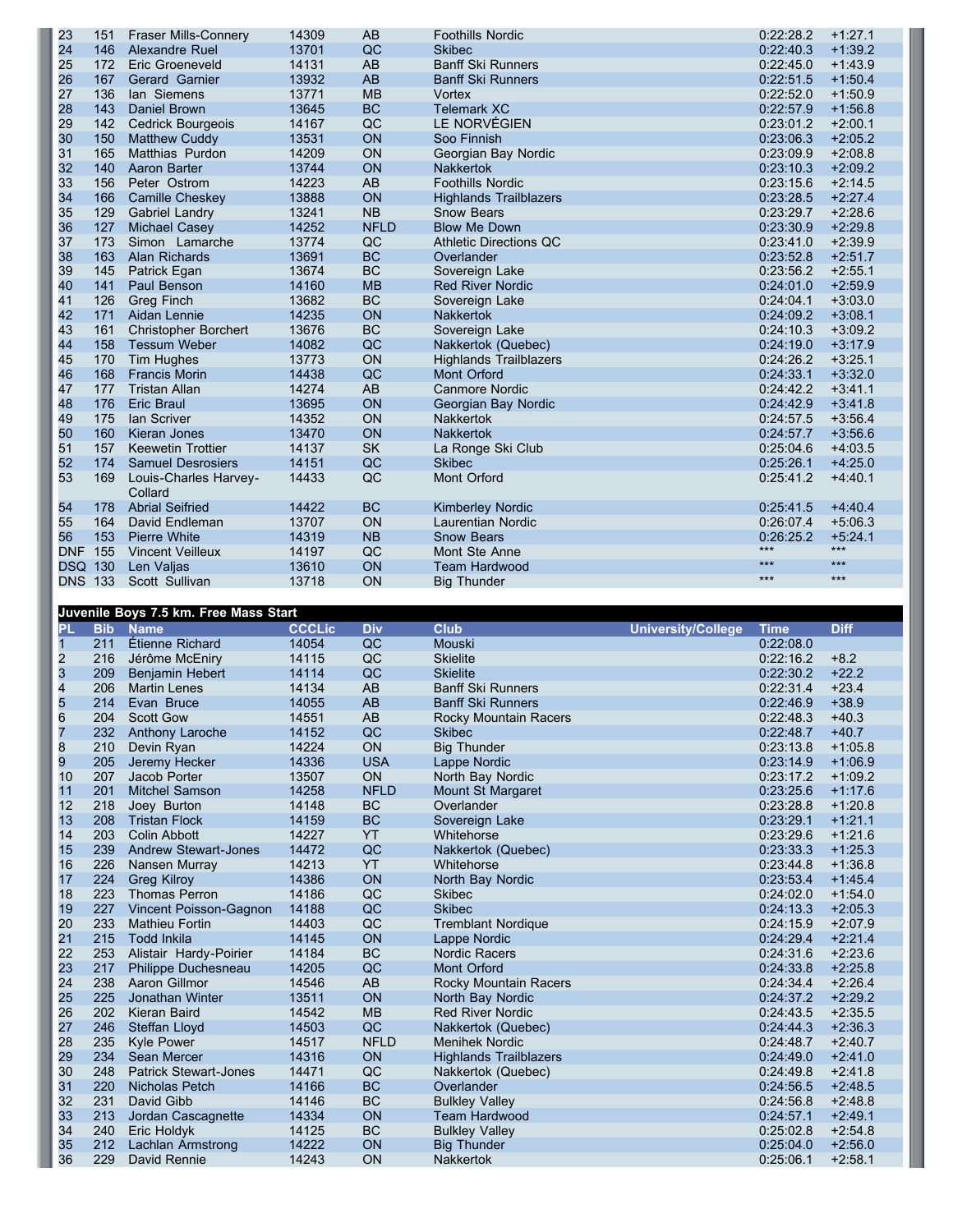| PL | Bib | Name | CCCLic | Div | Club | University/College | Time | Diff |
|---|---|---|---|---|---|---|---|---|
| 23 | 151 | Fraser Mills-Connery | 14309 | AB | Foothills Nordic | | 0:22:28.2 | +1:27.1 |
| 24 | 146 | Alexandre Ruel | 13701 | QC | Skibec | | 0:22:40.3 | +1:39.2 |
| 25 | 172 | Eric Groeneveld | 14131 | AB | Banff Ski Runners | | 0:22:45.0 | +1:43.9 |
| 26 | 167 | Gerard Garnier | 13932 | AB | Banff Ski Runners | | 0:22:51.5 | +1:50.4 |
| 27 | 136 | Ian Siemens | 13771 | MB | Vortex | | 0:22:52.0 | +1:50.9 |
| 28 | 143 | Daniel Brown | 13645 | BC | Telemark XC | | 0:22:57.9 | +1:56.8 |
| 29 | 142 | Cedrick Bourgeois | 14167 | QC | LE NORVÉGIEN | | 0:23:01.2 | +2:00.1 |
| 30 | 150 | Matthew Cuddy | 13531 | ON | Soo Finnish | | 0:23:06.3 | +2:05.2 |
| 31 | 165 | Matthias Purdon | 14209 | ON | Georgian Bay Nordic | | 0:23:09.9 | +2:08.8 |
| 32 | 140 | Aaron Barter | 13744 | ON | Nakkertok | | 0:23:10.3 | +2:09.2 |
| 33 | 156 | Peter Ostrom | 14223 | AB | Foothills Nordic | | 0:23:15.6 | +2:14.5 |
| 34 | 166 | Camille Cheskey | 13888 | ON | Highlands Trailblazers | | 0:23:28.5 | +2:27.4 |
| 35 | 129 | Gabriel Landry | 13241 | NB | Snow Bears | | 0:23:29.7 | +2:28.6 |
| 36 | 127 | Michael Casey | 14252 | NFLD | Blow Me Down | | 0:23:30.9 | +2:29.8 |
| 37 | 173 | Simon Lamarche | 13774 | QC | Athletic Directions QC | | 0:23:41.0 | +2:39.9 |
| 38 | 163 | Alan Richards | 13691 | BC | Overlander | | 0:23:52.8 | +2:51.7 |
| 39 | 145 | Patrick Egan | 13674 | BC | Sovereign Lake | | 0:23:56.2 | +2:55.1 |
| 40 | 141 | Paul Benson | 14160 | MB | Red River Nordic | | 0:24:01.0 | +2:59.9 |
| 41 | 126 | Greg Finch | 13682 | BC | Sovereign Lake | | 0:24:04.1 | +3:03.0 |
| 42 | 171 | Aidan Lennie | 14235 | ON | Nakkertok | | 0:24:09.2 | +3:08.1 |
| 43 | 161 | Christopher Borchert | 13676 | BC | Sovereign Lake | | 0:24:10.3 | +3:09.2 |
| 44 | 158 | Tessum Weber | 14082 | QC | Nakkertok (Quebec) | | 0:24:19.0 | +3:17.9 |
| 45 | 170 | Tim Hughes | 13773 | ON | Highlands Trailblazers | | 0:24:26.2 | +3:25.1 |
| 46 | 168 | Francis Morin | 14438 | QC | Mont Orford | | 0:24:33.1 | +3:32.0 |
| 47 | 177 | Tristan Allan | 14274 | AB | Canmore Nordic | | 0:24:42.2 | +3:41.1 |
| 48 | 176 | Eric Braul | 13695 | ON | Georgian Bay Nordic | | 0:24:42.9 | +3:41.8 |
| 49 | 175 | Ian Scriver | 14352 | ON | Nakkertok | | 0:24:57.5 | +3:56.4 |
| 50 | 160 | Kieran Jones | 13470 | ON | Nakkertok | | 0:24:57.7 | +3:56.6 |
| 51 | 157 | Keewetin Trottier | 14137 | SK | La Ronge Ski Club | | 0:25:04.6 | +4:03.5 |
| 52 | 174 | Samuel Desrosiers | 14151 | QC | Skibec | | 0:25:26.1 | +4:25.0 |
| 53 | 169 | Louis-Charles Harvey-Collard | 14433 | QC | Mont Orford | | 0:25:41.2 | +4:40.1 |
| 54 | 178 | Abrial Seifried | 14422 | BC | Kimberley Nordic | | 0:25:41.5 | +4:40.4 |
| 55 | 164 | David Endleman | 13707 | ON | Laurentian Nordic | | 0:26:07.4 | +5:06.3 |
| 56 | 153 | Pierre White | 14319 | NB | Snow Bears | | 0:26:25.2 | +5:24.1 |
| DNF | 155 | Vincent Veilleux | 14197 | QC | Mont Ste Anne | | *** | *** |
| DSQ | 130 | Len Valjas | 13610 | ON | Team Hardwood | | *** | *** |
| DNS | 133 | Scott Sullivan | 13718 | ON | Big Thunder | | *** | *** |

## Juvenile Boys 7.5 km. Free Mass Start

| PL | Bib | Name | CCCLic | Div | Club | University/College | Time | Diff |
|---|---|---|---|---|---|---|---|---|
| 1 | 211 | Étienne Richard | 14054 | QC | Mouski | | 0:22:08.0 | |
| 2 | 216 | Jérôme McEniry | 14115 | QC | Skielite | | 0:22:16.2 | +8.2 |
| 3 | 209 | Benjamin Hebert | 14114 | QC | Skielite | | 0:22:30.2 | +22.2 |
| 4 | 206 | Martin Lenes | 14134 | AB | Banff Ski Runners | | 0:22:31.4 | +23.4 |
| 5 | 214 | Evan Bruce | 14055 | AB | Banff Ski Runners | | 0:22:46.9 | +38.9 |
| 6 | 204 | Scott Gow | 14551 | AB | Rocky Mountain Racers | | 0:22:48.3 | +40.3 |
| 7 | 232 | Anthony Laroche | 14152 | QC | Skibec | | 0:22:48.7 | +40.7 |
| 8 | 210 | Devin Ryan | 14224 | ON | Big Thunder | | 0:23:13.8 | +1:05.8 |
| 9 | 205 | Jeremy Hecker | 14336 | USA | Lappe Nordic | | 0:23:14.9 | +1:06.9 |
| 10 | 207 | Jacob Porter | 13507 | ON | North Bay Nordic | | 0:23:17.2 | +1:09.2 |
| 11 | 201 | Mitchel Samson | 14258 | NFLD | Mount St Margaret | | 0:23:25.6 | +1:17.6 |
| 12 | 218 | Joey Burton | 14148 | BC | Overlander | | 0:23:28.8 | +1:20.8 |
| 13 | 208 | Tristan Flock | 14159 | BC | Sovereign Lake | | 0:23:29.1 | +1:21.1 |
| 14 | 203 | Colin Abbott | 14227 | YT | Whitehorse | | 0:23:29.6 | +1:21.6 |
| 15 | 239 | Andrew Stewart-Jones | 14472 | QC | Nakkertok (Quebec) | | 0:23:33.3 | +1:25.3 |
| 16 | 226 | Nansen Murray | 14213 | YT | Whitehorse | | 0:23:44.8 | +1:36.8 |
| 17 | 224 | Greg Kilroy | 14386 | ON | North Bay Nordic | | 0:23:53.4 | +1:45.4 |
| 18 | 223 | Thomas Perron | 14186 | QC | Skibec | | 0:24:02.0 | +1:54.0 |
| 19 | 227 | Vincent Poisson-Gagnon | 14188 | QC | Skibec | | 0:24:13.3 | +2:05.3 |
| 20 | 233 | Mathieu Fortin | 14403 | QC | Tremblant Nordique | | 0:24:15.9 | +2:07.9 |
| 21 | 215 | Todd Inkila | 14145 | ON | Lappe Nordic | | 0:24:29.4 | +2:21.4 |
| 22 | 253 | Alistair Hardy-Poirier | 14184 | BC | Nordic Racers | | 0:24:31.6 | +2:23.6 |
| 23 | 217 | Philippe Duchesneau | 14205 | QC | Mont Orford | | 0:24:33.8 | +2:25.8 |
| 24 | 238 | Aaron Gillmor | 14546 | AB | Rocky Mountain Racers | | 0:24:34.4 | +2:26.4 |
| 25 | 225 | Jonathan Winter | 13511 | ON | North Bay Nordic | | 0:24:37.2 | +2:29.2 |
| 26 | 202 | Kieran Baird | 14542 | MB | Red River Nordic | | 0:24:43.5 | +2:35.5 |
| 27 | 246 | Steffan Lloyd | 14503 | QC | Nakkertok (Quebec) | | 0:24:44.3 | +2:36.3 |
| 28 | 235 | Kyle Power | 14517 | NFLD | Menihek Nordic | | 0:24:48.7 | +2:40.7 |
| 29 | 234 | Sean Mercer | 14316 | ON | Highlands Trailblazers | | 0:24:49.0 | +2:41.0 |
| 30 | 248 | Patrick Stewart-Jones | 14471 | QC | Nakkertok (Quebec) | | 0:24:49.8 | +2:41.8 |
| 31 | 220 | Nicholas Petch | 14166 | BC | Overlander | | 0:24:56.5 | +2:48.5 |
| 32 | 231 | David Gibb | 14146 | BC | Bulkley Valley | | 0:24:56.8 | +2:48.8 |
| 33 | 213 | Jordan Cascagnette | 14334 | ON | Team Hardwood | | 0:24:57.1 | +2:49.1 |
| 34 | 240 | Eric Holdyk | 14125 | BC | Bulkley Valley | | 0:25:02.8 | +2:54.8 |
| 35 | 212 | Lachlan Armstrong | 14222 | ON | Big Thunder | | 0:25:04.0 | +2:56.0 |
| 36 | 229 | David Rennie | 14243 | ON | Nakkertok | | 0:25:06.1 | +2:58.1 |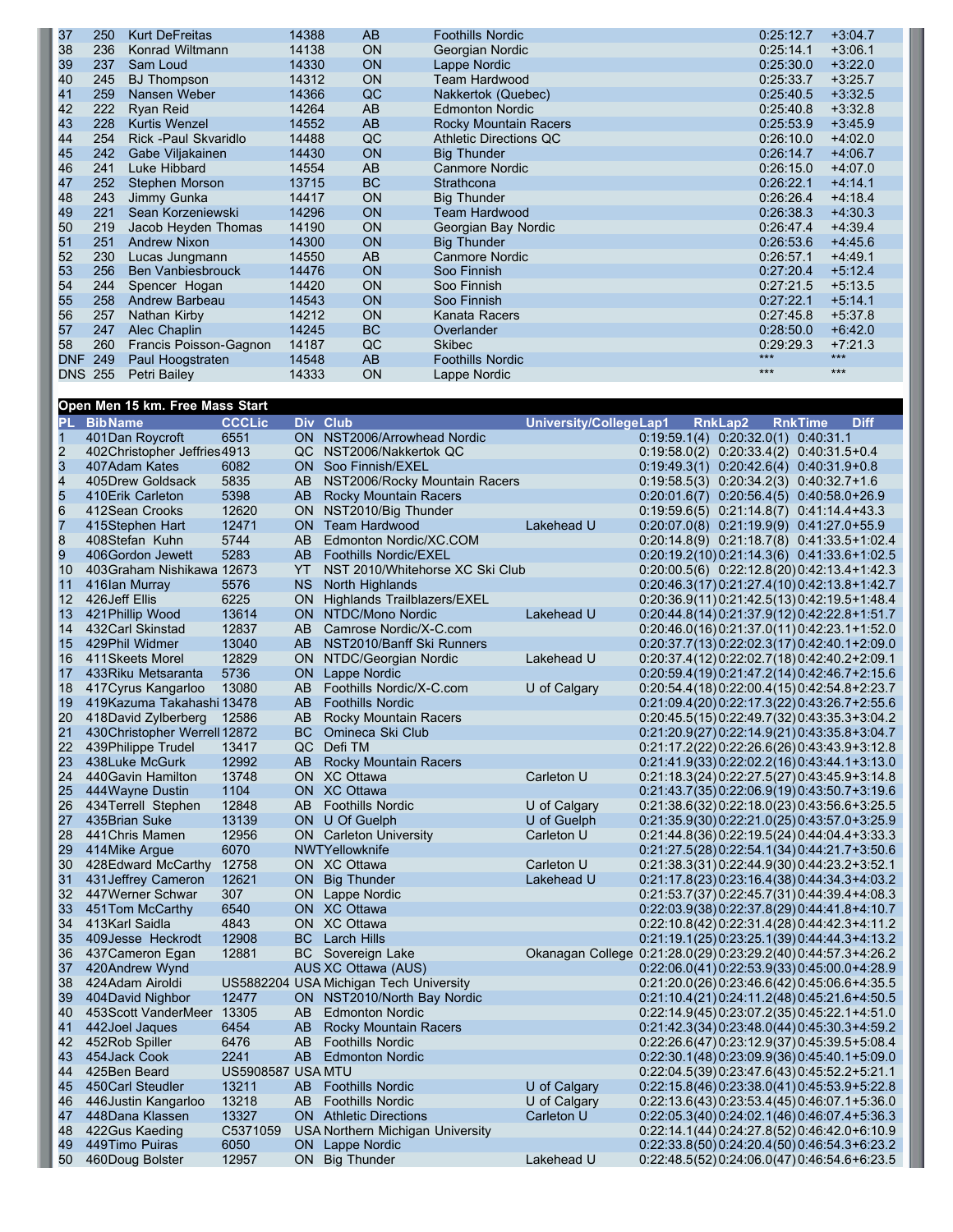| 37 | 250 | Kurt DeFreitas | 14388 | AB | Foothills Nordic | 0:25:12.7 | +3:04.7 |
|---|---|---|---|---|---|---|---|
| 38 | 236 | Konrad Wiltmann | 14138 | ON | Georgian Nordic | 0:25:14.1 | +3:06.1 |
| 39 | 237 | Sam Loud | 14330 | ON | Lappe Nordic | 0:25:30.0 | +3:22.0 |
| 40 | 245 | BJ Thompson | 14312 | ON | Team Hardwood | 0:25:33.7 | +3:25.7 |
| 41 | 259 | Nansen Weber | 14366 | QC | Nakkertok (Quebec) | 0:25:40.5 | +3:32.5 |
| 42 | 222 | Ryan Reid | 14264 | AB | Edmonton Nordic | 0:25:40.8 | +3:32.8 |
| 43 | 228 | Kurtis Wenzel | 14552 | AB | Rocky Mountain Racers | 0:25:53.9 | +3:45.9 |
| 44 | 254 | Rick -Paul Skvaridlo | 14488 | QC | Athletic Directions QC | 0:26:10.0 | +4:02.0 |
| 45 | 242 | Gabe Viljakainen | 14430 | ON | Big Thunder | 0:26:14.7 | +4:06.7 |
| 46 | 241 | Luke Hibbard | 14554 | AB | Canmore Nordic | 0:26:15.0 | +4:07.0 |
| 47 | 252 | Stephen Morson | 13715 | BC | Strathcona | 0:26:22.1 | +4:14.1 |
| 48 | 243 | Jimmy Gunka | 14417 | ON | Big Thunder | 0:26:26.4 | +4:18.4 |
| 49 | 221 | Sean Korzeniewski | 14296 | ON | Team Hardwood | 0:26:38.3 | +4:30.3 |
| 50 | 219 | Jacob Heyden Thomas | 14190 | ON | Georgian Bay Nordic | 0:26:47.4 | +4:39.4 |
| 51 | 251 | Andrew Nixon | 14300 | ON | Big Thunder | 0:26:53.6 | +4:45.6 |
| 52 | 230 | Lucas Jungmann | 14550 | AB | Canmore Nordic | 0:26:57.1 | +4:49.1 |
| 53 | 256 | Ben Vanbiesbrouck | 14476 | ON | Soo Finnish | 0:27:20.4 | +5:12.4 |
| 54 | 244 | Spencer Hogan | 14420 | ON | Soo Finnish | 0:27:21.5 | +5:13.5 |
| 55 | 258 | Andrew Barbeau | 14543 | ON | Soo Finnish | 0:27:22.1 | +5:14.1 |
| 56 | 257 | Nathan Kirby | 14212 | ON | Kanata Racers | 0:27:45.8 | +5:37.8 |
| 57 | 247 | Alec Chaplin | 14245 | BC | Overlander | 0:28:50.0 | +6:42.0 |
| 58 | 260 | Francis Poisson-Gagnon | 14187 | QC | Skibec | 0:29:29.3 | +7:21.3 |
| DNF | 249 | Paul Hoogstraten | 14548 | AB | Foothills Nordic | *** | *** |
| DNS | 255 | Petri Bailey | 14333 | ON | Lappe Nordic | *** | *** |

## Open Men 15 km. Free Mass Start

| PL | Bib | Name | CCCLic | Div | Club | University/College | Lap1 | Rnk | Lap2 | Rnk | Time | Diff |
|---|---|---|---|---|---|---|---|---|---|---|---|---|
| 1 | 401 | Dan Roycroft | 6551 | ON | NST2006/Arrowhead Nordic | | 0:19:59.1 | (4) | 0:20:32.0 | (1) | 0:40:31.1 | |
| 2 | 402 | Christopher Jeffries | 4913 | QC | NST2006/Nakkertok QC | | 0:19:58.0 | (2) | 0:20:33.4 | (2) | 0:40:31.5 | +0.4 |
| 3 | 407 | Adam Kates | 6082 | ON | Soo Finnish/EXEL | | 0:19:49.3 | (1) | 0:20:42.6 | (4) | 0:40:31.9 | +0.8 |
| 4 | 405 | Drew Goldsack | 5835 | AB | NST2006/Rocky Mountain Racers | | 0:19:58.5 | (3) | 0:20:34.2 | (3) | 0:40:32.7 | +1.6 |
| 5 | 410 | Erik Carleton | 5398 | AB | Rocky Mountain Racers | | 0:20:01.6 | (7) | 0:20:56.4 | (5) | 0:40:58.0 | +26.9 |
| 6 | 412 | Sean Crooks | 12620 | ON | NST2010/Big Thunder | | 0:19:59.6 | (5) | 0:21:14.8 | (7) | 0:41:14.4 | +43.3 |
| 7 | 415 | Stephen Hart | 12471 | ON | Team Hardwood | Lakehead U | 0:20:07.0 | (8) | 0:21:19.9 | (9) | 0:41:27.0 | +55.9 |
| 8 | 408 | Stefan Kuhn | 5744 | AB | Edmonton Nordic/XC.COM | | 0:20:14.8 | (9) | 0:21:18.7 | (8) | 0:41:33.5 | +1:02.4 |
| 9 | 406 | Gordon Jewett | 5283 | AB | Foothills Nordic/EXEL | | 0:20:19.2 | (10) | 0:21:14.3 | (6) | 0:41:33.6 | +1:02.5 |
| 10 | 403 | Graham Nishikawa | 12673 | YT | NST 2010/Whitehorse XC Ski Club | | 0:20:00.5 | (6) | 0:22:12.8 | (20) | 0:42:13.4 | +1:42.3 |
| 11 | 416 | Ian Murray | 5576 | NS | North Highlands | | 0:20:46.3 | (17) | 0:21:27.4 | (10) | 0:42:13.8 | +1:42.7 |
| 12 | 426 | Jeff Ellis | 6225 | ON | Highlands Trailblazers/EXEL | | 0:20:36.9 | (11) | 0:21:42.5 | (13) | 0:42:19.5 | +1:48.4 |
| 13 | 421 | Phillip Wood | 13614 | ON | NTDC/Mono Nordic | Lakehead U | 0:20:44.8 | (14) | 0:21:37.9 | (12) | 0:42:22.8 | +1:51.7 |
| 14 | 432 | Carl Skinstad | 12837 | AB | Camrose Nordic/X-C.com | | 0:20:46.0 | (16) | 0:21:37.0 | (11) | 0:42:23.1 | +1:52.0 |
| 15 | 429 | Phil Widmer | 13040 | AB | NST2010/Banff Ski Runners | | 0:20:37.7 | (13) | 0:22:02.3 | (17) | 0:42:40.1 | +2:09.0 |
| 16 | 411 | Skeets Morel | 12829 | ON | NTDC/Georgian Nordic | Lakehead U | 0:20:37.4 | (12) | 0:22:02.7 | (18) | 0:42:40.2 | +2:09.1 |
| 17 | 433 | Riku Metsaranta | 5736 | ON | Lappe Nordic | | 0:20:59.4 | (19) | 0:21:47.2 | (14) | 0:42:46.7 | +2:15.6 |
| 18 | 417 | Cyrus Kangarloo | 13080 | AB | Foothills Nordic/X-C.com | U of Calgary | 0:20:54.4 | (18) | 0:22:00.4 | (15) | 0:42:54.8 | +2:23.7 |
| 19 | 419 | Kazuma Takahashi | 13478 | AB | Foothills Nordic | | 0:21:09.4 | (20) | 0:22:17.3 | (22) | 0:43:26.7 | +2:55.6 |
| 20 | 418 | David Zylberberg | 12586 | AB | Rocky Mountain Racers | | 0:20:45.5 | (15) | 0:22:49.7 | (32) | 0:43:35.3 | +3:04.2 |
| 21 | 430 | Christopher Werrell | 12872 | BC | Omineca Ski Club | | 0:21:20.9 | (27) | 0:22:14.9 | (21) | 0:43:35.8 | +3:04.7 |
| 22 | 439 | Philippe Trudel | 13417 | QC | Defi TM | | 0:21:17.2 | (22) | 0:22:26.6 | (26) | 0:43:43.9 | +3:12.8 |
| 23 | 438 | Luke McGurk | 12992 | AB | Rocky Mountain Racers | | 0:21:41.9 | (33) | 0:22:02.2 | (16) | 0:43:44.1 | +3:13.0 |
| 24 | 440 | Gavin Hamilton | 13748 | ON | XC Ottawa | Carleton U | 0:21:18.3 | (24) | 0:22:27.5 | (27) | 0:43:45.9 | +3:14.8 |
| 25 | 444 | Wayne Dustin | 1104 | ON | XC Ottawa | | 0:21:43.7 | (35) | 0:22:06.9 | (19) | 0:43:50.7 | +3:19.6 |
| 26 | 434 | Terrell Stephen | 12848 | AB | Foothills Nordic | U of Calgary | 0:21:38.6 | (32) | 0:22:18.0 | (23) | 0:43:56.6 | +3:25.5 |
| 27 | 435 | Brian Suke | 13139 | ON | U Of Guelph | U of Guelph | 0:21:35.9 | (30) | 0:22:21.0 | (25) | 0:43:57.0 | +3:25.9 |
| 28 | 441 | Chris Mamen | 12956 | ON | Carleton University | Carleton U | 0:21:44.8 | (36) | 0:22:19.5 | (24) | 0:44:04.4 | +3:33.3 |
| 29 | 414 | Mike Argue | 6070 | NWT | Yellowknife | | 0:21:27.5 | (28) | 0:22:54.1 | (34) | 0:44:21.7 | +3:50.6 |
| 30 | 428 | Edward McCarthy | 12758 | ON | XC Ottawa | Carleton U | 0:21:38.3 | (31) | 0:22:44.9 | (30) | 0:44:23.2 | +3:52.1 |
| 31 | 431 | Jeffrey Cameron | 12621 | ON | Big Thunder | Lakehead U | 0:21:17.8 | (23) | 0:23:16.4 | (38) | 0:44:34.3 | +4:03.2 |
| 32 | 447 | Werner Schwar | 307 | ON | Lappe Nordic | | 0:21:53.7 | (37) | 0:22:45.7 | (31) | 0:44:39.4 | +4:08.3 |
| 33 | 451 | Tom McCarthy | 6540 | ON | XC Ottawa | | 0:22:03.9 | (38) | 0:22:37.8 | (29) | 0:44:41.8 | +4:10.7 |
| 34 | 413 | Karl Saidla | 4843 | ON | XC Ottawa | | 0:22:10.8 | (42) | 0:22:31.4 | (28) | 0:44:42.3 | +4:11.2 |
| 35 | 409 | Jesse Heckrodt | 12908 | BC | Larch Hills | | 0:21:19.1 | (25) | 0:23:25.1 | (39) | 0:44:44.3 | +4:13.2 |
| 36 | 437 | Cameron Egan | 12881 | BC | Sovereign Lake | Okanagan College | 0:21:28.0 | (29) | 0:23:29.2 | (40) | 0:44:57.3 | +4:26.2 |
| 37 | 420 | Andrew Wynd | | AUS | XC Ottawa (AUS) | | 0:22:06.0 | (41) | 0:22:53.9 | (33) | 0:45:00.4 | +4:28.9 |
| 38 | 424 | Adam Airoldi | US5882204 | USA | Michigan Tech University | | 0:21:20.0 | (26) | 0:23:46.6 | (42) | 0:45:06.6 | +4:35.5 |
| 39 | 404 | David Nighbor | 12477 | ON | NST2010/North Bay Nordic | | 0:21:10.4 | (21) | 0:24:11.2 | (48) | 0:45:21.6 | +4:50.5 |
| 40 | 453 | Scott VanderMeer | 13305 | AB | Edmonton Nordic | | 0:22:14.9 | (45) | 0:23:07.2 | (35) | 0:45:22.1 | +4:51.0 |
| 41 | 442 | Joel Jaques | 6454 | AB | Rocky Mountain Racers | | 0:21:42.3 | (34) | 0:23:48.0 | (44) | 0:45:30.3 | +4:59.2 |
| 42 | 452 | Rob Spiller | 6476 | AB | Foothills Nordic | | 0:22:26.6 | (47) | 0:23:12.9 | (37) | 0:45:39.5 | +5:08.4 |
| 43 | 454 | Jack Cook | 2241 | AB | Edmonton Nordic | | 0:22:30.1 | (48) | 0:23:09.9 | (36) | 0:45:40.1 | +5:09.0 |
| 44 | 425 | Ben Beard | US5908587 | USA | MTU | | 0:22:04.5 | (39) | 0:23:47.6 | (43) | 0:45:52.2 | +5:21.1 |
| 45 | 450 | Carl Steudler | 13211 | AB | Foothills Nordic | U of Calgary | 0:22:15.8 | (46) | 0:23:38.0 | (41) | 0:45:53.9 | +5:22.8 |
| 46 | 446 | Justin Kangarloo | 13218 | AB | Foothills Nordic | U of Calgary | 0:22:13.6 | (43) | 0:23:53.4 | (45) | 0:46:07.1 | +5:36.0 |
| 47 | 448 | Dana Klassen | 13327 | ON | Athletic Directions | Carleton U | 0:22:05.3 | (40) | 0:24:02.1 | (46) | 0:46:07.4 | +5:36.3 |
| 48 | 422 | Gus Kaeding | C5371059 | USA | Northern Michigan University | | 0:22:14.1 | (44) | 0:24:27.8 | (52) | 0:46:42.0 | +6:10.9 |
| 49 | 449 | Timo Puiras | 6050 | ON | Lappe Nordic | | 0:22:33.8 | (50) | 0:24:20.4 | (50) | 0:46:54.3 | +6:23.2 |
| 50 | 460 | Doug Bolster | 12957 | ON | Big Thunder | Lakehead U | 0:22:48.5 | (52) | 0:24:06.0 | (47) | 0:46:54.6 | +6:23.5 |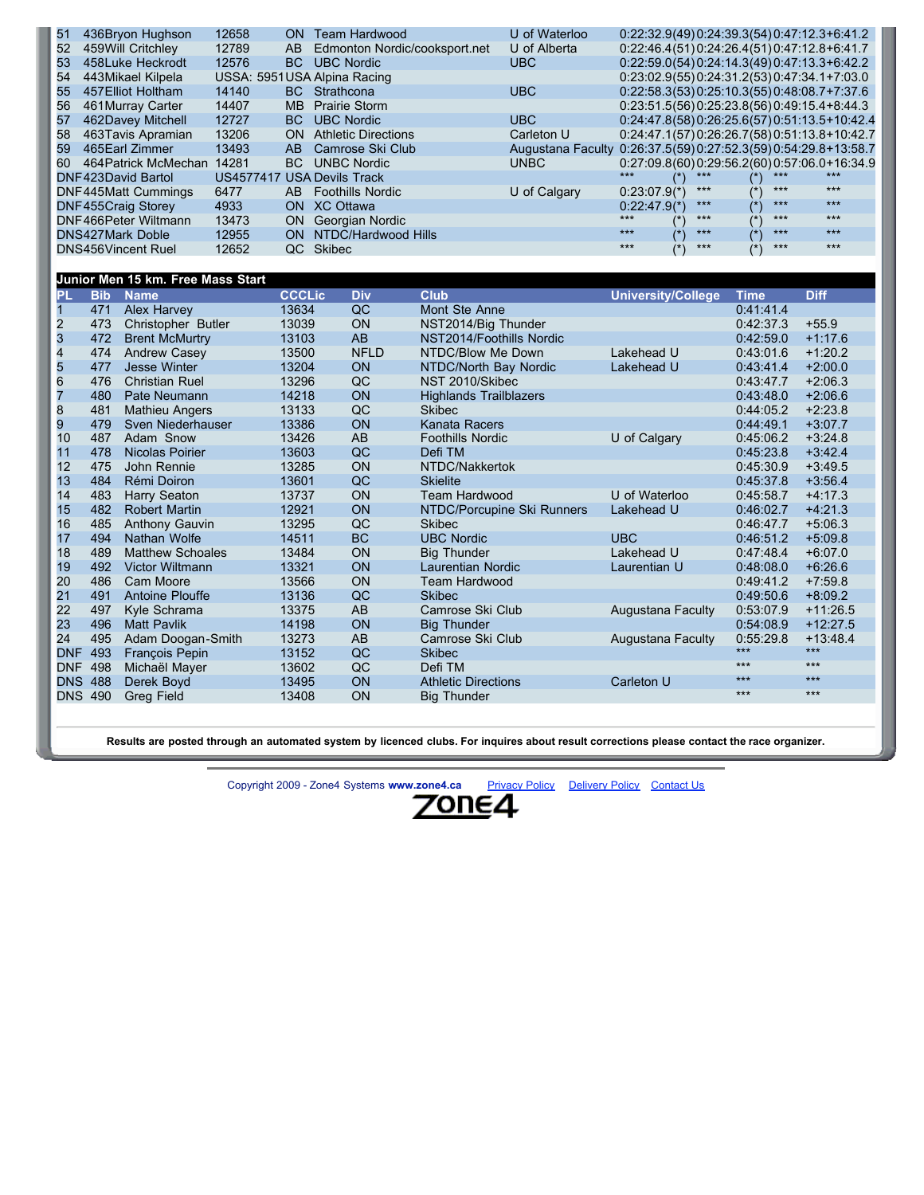| | | | | | | | | | |
|---|---|---|---|---|---|---|---|---|---|
| 51 | 436 | Bryon Hughson | 12658 | ON | Team Hardwood | U of Waterloo | 0:22:32.9(49) | 0:24:39.3(54) | 0:47:12.3+6:41.2 |
| 52 | 459 | Will Critchley | 12789 | AB | Edmonton Nordic/cooksport.net | U of Alberta | 0:22:46.4(51) | 0:24:26.4(51) | 0:47:12.8+6:41.7 |
| 53 | 458 | Luke Heckrodt | 12576 | BC | UBC Nordic | UBC | 0:22:59.0(54) | 0:24:14.3(49) | 0:47:13.3+6:42.2 |
| 54 | 443 | Mikael Kilpela | USSA: 5951 | USA | Alpina Racing | | 0:23:02.9(55) | 0:24:31.2(53) | 0:47:34.1+7:03.0 |
| 55 | 457 | Elliot Holtham | 14140 | BC | Strathcona | UBC | 0:22:58.3(53) | 0:25:10.3(55) | 0:48:08.7+7:37.6 |
| 56 | 461 | Murray Carter | 14407 | MB | Prairie Storm | | 0:23:51.5(56) | 0:25:23.8(56) | 0:49:15.4+8:44.3 |
| 57 | 462 | Davey Mitchell | 12727 | BC | UBC Nordic | UBC | 0:24:47.8(58) | 0:26:25.6(57) | 0:51:13.5+10:42.4 |
| 58 | 463 | Tavis Apramian | 13206 | ON | Athletic Directions | Carleton U | 0:24:47.1(57) | 0:26:26.7(58) | 0:51:13.8+10:42.7 |
| 59 | 465 | Earl Zimmer | 13493 | AB | Camrose Ski Club | Augustana Faculty | 0:26:37.5(59) | 0:27:52.3(59) | 0:54:29.8+13:58.7 |
| 60 | 464 | Patrick McMechan | 14281 | BC | UNBC Nordic | UNBC | 0:27:09.8(60) | 0:29:56.2(60) | 0:57:06.0+16:34.9 |
| DNF | 423 | David Bartol | US4577417 | USA | Devils Track | | *** (*) | *** (*) | *** *** |
| DNF | 445 | Matt Cummings | 6477 | AB | Foothills Nordic | U of Calgary | 0:23:07.9(*) | *** (*) | *** *** |
| DNF | 455 | Craig Storey | 4933 | ON | XC Ottawa | | 0:22:47.9(*) | *** (*) | *** *** |
| DNF | 466 | Peter Wiltmann | 13473 | ON | Georgian Nordic | | *** (*) | *** (*) | *** *** |
| DNS | 427 | Mark Doble | 12955 | ON | NTDC/Hardwood Hills | | *** (*) | *** (*) | *** *** |
| DNS | 456 | Vincent Ruel | 12652 | QC | Skibec | | *** (*) | *** (*) | *** *** |

## Junior Men 15 km. Free Mass Start

| PL | Bib | Name | CCCLic | Div | Club | University/College | Time | Diff |
|---|---|---|---|---|---|---|---|---|
| 1 | 471 | Alex Harvey | 13634 | QC | Mont Ste Anne | | 0:41:41.4 | |
| 2 | 473 | Christopher Butler | 13039 | ON | NST2014/Big Thunder | | 0:42:37.3 | +55.9 |
| 3 | 472 | Brent McMurtry | 13103 | AB | NST2014/Foothills Nordic | | 0:42:59.0 | +1:17.6 |
| 4 | 474 | Andrew Casey | 13500 | NFLD | NTDC/Blow Me Down | Lakehead U | 0:43:01.6 | +1:20.2 |
| 5 | 477 | Jesse Winter | 13204 | ON | NTDC/North Bay Nordic | Lakehead U | 0:43:41.4 | +2:00.0 |
| 6 | 476 | Christian Ruel | 13296 | QC | NST 2010/Skibec | | 0:43:47.7 | +2:06.3 |
| 7 | 480 | Pate Neumann | 14218 | ON | Highlands Trailblazers | | 0:43:48.0 | +2:06.6 |
| 8 | 481 | Mathieu Angers | 13133 | QC | Skibec | | 0:44:05.2 | +2:23.8 |
| 9 | 479 | Sven Niederhauser | 13386 | ON | Kanata Racers | | 0:44:49.1 | +3:07.7 |
| 10 | 487 | Adam Snow | 13426 | AB | Foothills Nordic | U of Calgary | 0:45:06.2 | +3:24.8 |
| 11 | 478 | Nicolas Poirier | 13603 | QC | Defi TM | | 0:45:23.8 | +3:42.4 |
| 12 | 475 | John Rennie | 13285 | ON | NTDC/Nakkertok | | 0:45:30.9 | +3:49.5 |
| 13 | 484 | Rémi Doiron | 13601 | QC | Skielite | | 0:45:37.8 | +3:56.4 |
| 14 | 483 | Harry Seaton | 13737 | ON | Team Hardwood | U of Waterloo | 0:45:58.7 | +4:17.3 |
| 15 | 482 | Robert Martin | 12921 | ON | NTDC/Porcupine Ski Runners | Lakehead U | 0:46:02.7 | +4:21.3 |
| 16 | 485 | Anthony Gauvin | 13295 | QC | Skibec | | 0:46:47.7 | +5:06.3 |
| 17 | 494 | Nathan Wolfe | 14511 | BC | UBC Nordic | UBC | 0:46:51.2 | +5:09.8 |
| 18 | 489 | Matthew Schoales | 13484 | ON | Big Thunder | Lakehead U | 0:47:48.4 | +6:07.0 |
| 19 | 492 | Victor Wiltmann | 13321 | ON | Laurentian Nordic | Laurentian U | 0:48:08.0 | +6:26.6 |
| 20 | 486 | Cam Moore | 13566 | ON | Team Hardwood | | 0:49:41.2 | +7:59.8 |
| 21 | 491 | Antoine Plouffe | 13136 | QC | Skibec | | 0:49:50.6 | +8:09.2 |
| 22 | 497 | Kyle Schrama | 13375 | AB | Camrose Ski Club | Augustana Faculty | 0:53:07.9 | +11:26.5 |
| 23 | 496 | Matt Pavlik | 14198 | ON | Big Thunder | | 0:54:08.9 | +12:27.5 |
| 24 | 495 | Adam Doogan-Smith | 13273 | AB | Camrose Ski Club | Augustana Faculty | 0:55:29.8 | +13:48.4 |
| DNF | 493 | François Pepin | 13152 | QC | Skibec | | *** | *** |
| DNF | 498 | Michaël Mayer | 13602 | QC | Defi TM | | *** | *** |
| DNS | 488 | Derek Boyd | 13495 | ON | Athletic Directions | Carleton U | *** | *** |
| DNS | 490 | Greg Field | 13408 | ON | Big Thunder | | *** | *** |

**Results are posted through an automated system by licenced clubs. For inquires about result corrections please contact the race organizer.**

Copyright 2009 - Zone4 Systems **www.zone4.ca** Privacy Policy Delivery Policy Contact Us

ZONE4